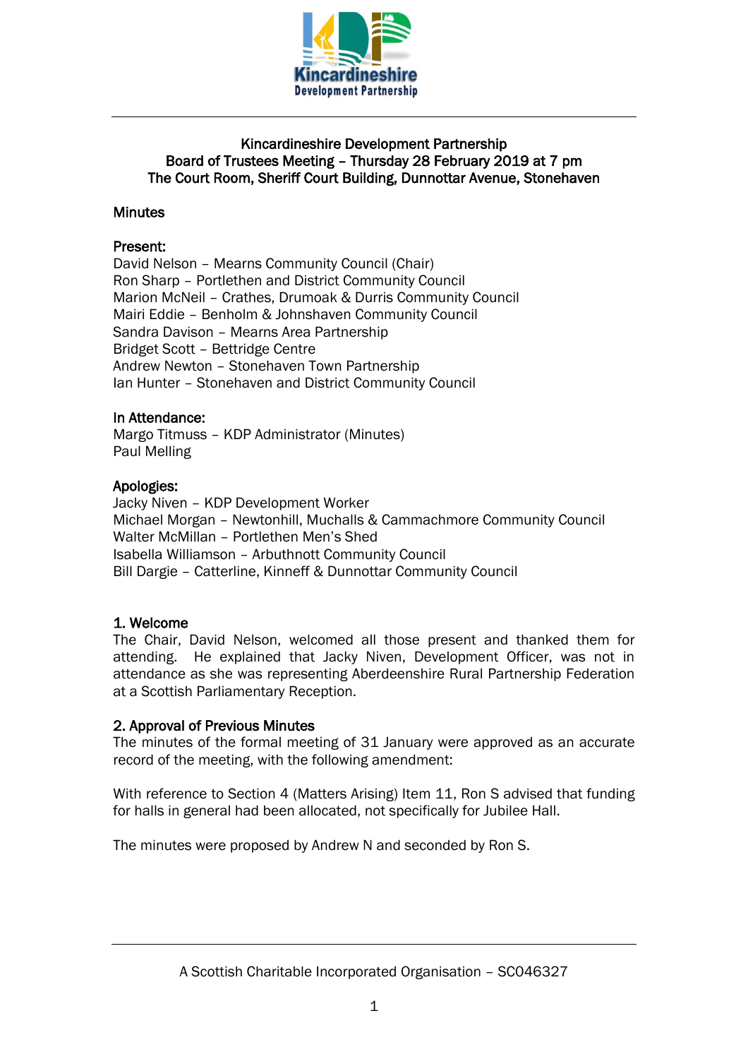Kincardineshire Development Partnership

# Kincardineshire Development Partnership
## Board of Trustees Meeting – Thursday 28 February 2019 at 7 pm
## The Court Room, Sheriff Court Building, Dunnottar Avenue, Stonehaven

### Minutes

**Present:**
David Nelson – Mearns Community Council (Chair)
Ron Sharp – Portlethen and District Community Council
Marion McNeil – Crathes, Drumoak & Durris Community Council
Mairi Eddie – Benholm & Johnshaven Community Council
Sandra Davison – Mearns Area Partnership
Bridget Scott – Bettridge Centre
Andrew Newton – Stonehaven Town Partnership
Ian Hunter – Stonehaven and District Community Council

**In Attendance:**
Margo Titmuss – KDP Administrator (Minutes)
Paul Melling

**Apologies:**
Jacky Niven – KDP Development Worker
Michael Morgan – Newtonhill, Muchalls & Cammachmore Community Council
Walter McMillan – Portlethen Men's Shed
Isabella Williamson – Arbuthnott Community Council
Bill Dargie – Catterline, Kinneff & Dunnottar Community Council

### 1. Welcome

The Chair, David Nelson, welcomed all those present and thanked them for attending. He explained that Jacky Niven, Development Officer, was not in attendance as she was representing Aberdeenshire Rural Partnership Federation at a Scottish Parliamentary Reception.

### 2. Approval of Previous Minutes

The minutes of the formal meeting of 31 January were approved as an accurate record of the meeting, with the following amendment:

With reference to Section 4 (Matters Arising) Item 11, Ron S advised that funding for halls in general had been allocated, not specifically for Jubilee Hall.

The minutes were proposed by Andrew N and seconded by Ron S.

A Scottish Charitable Incorporated Organisation – SC046327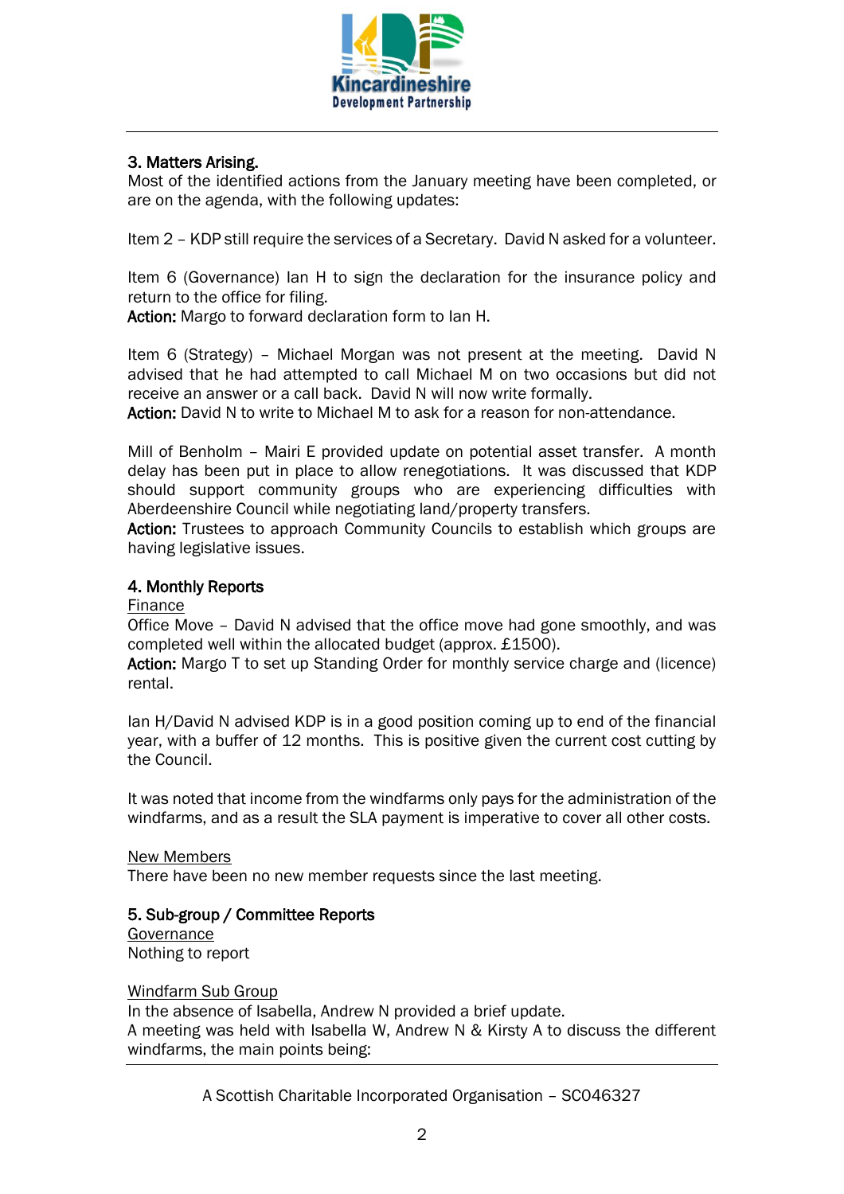### 3. Matters Arising.

Most of the identified actions from the January meeting have been completed, or are on the agenda, with the following updates:

Item 2 – KDP still require the services of a Secretary. David N asked for a volunteer.

Item 6 (Governance) Ian H to sign the declaration for the insurance policy and return to the office for filing.
**Action:** Margo to forward declaration form to Ian H.

Item 6 (Strategy) – Michael Morgan was not present at the meeting. David N advised that he had attempted to call Michael M on two occasions but did not receive an answer or a call back. David N will now write formally.
**Action:** David N to write to Michael M to ask for a reason for non-attendance.

Mill of Benholm – Mairi E provided update on potential asset transfer. A month delay has been put in place to allow renegotiations. It was discussed that KDP should support community groups who are experiencing difficulties with Aberdeenshire Council while negotiating land/property transfers.
**Action:** Trustees to approach Community Councils to establish which groups are having legislative issues.

### 4. Monthly Reports

Finance

Office Move – David N advised that the office move had gone smoothly, and was completed well within the allocated budget (approx. £1500).
**Action:** Margo T to set up Standing Order for monthly service charge and (licence) rental.

Ian H/David N advised KDP is in a good position coming up to end of the financial year, with a buffer of 12 months. This is positive given the current cost cutting by the Council.

It was noted that income from the windfarms only pays for the administration of the windfarms, and as a result the SLA payment is imperative to cover all other costs.

New Members

There have been no new member requests since the last meeting.

### 5. Sub-group / Committee Reports

Governance

Nothing to report

Windfarm Sub Group

In the absence of Isabella, Andrew N provided a brief update.
A meeting was held with Isabella W, Andrew N & Kirsty A to discuss the different windfarms, the main points being: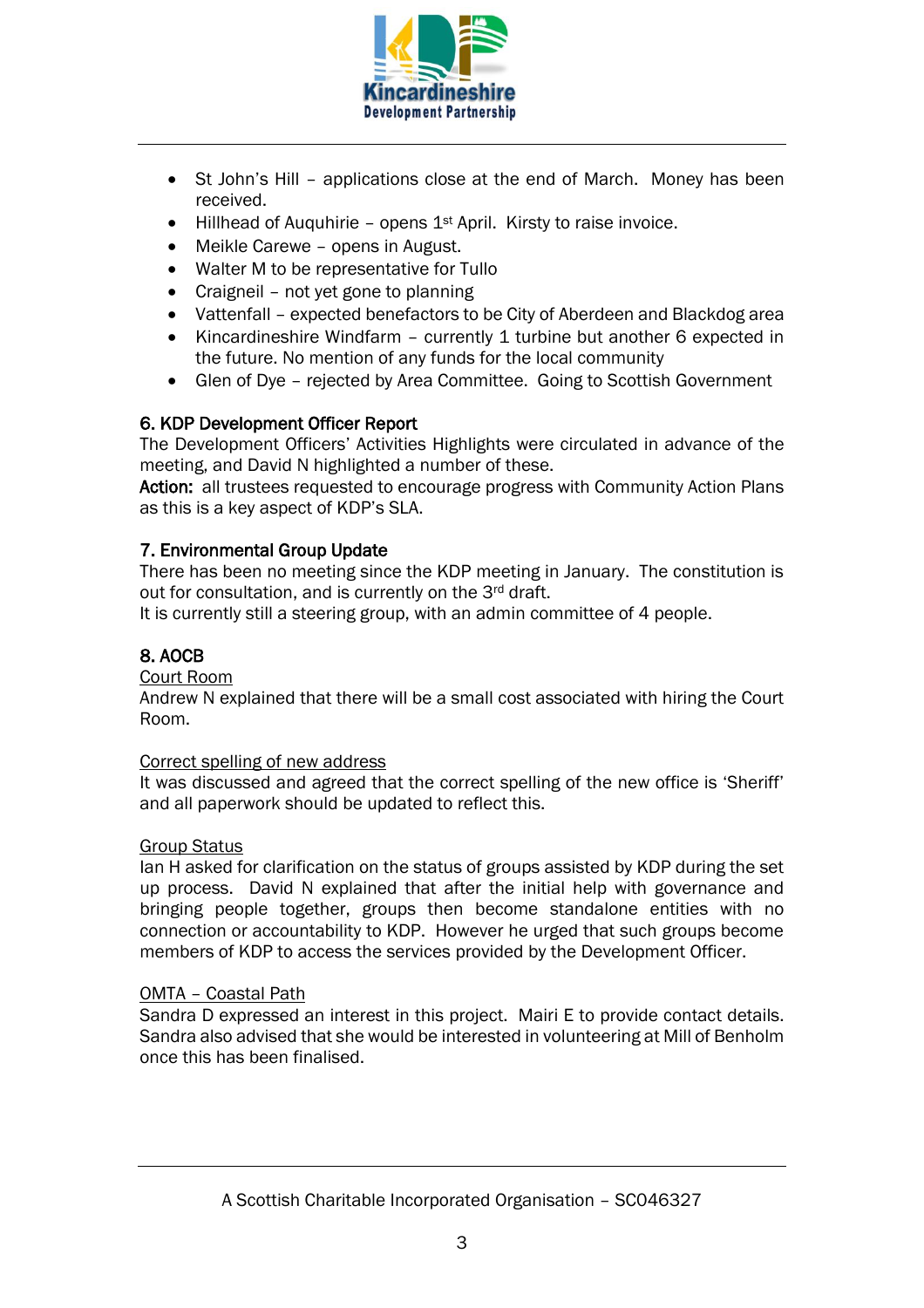- St John's Hill – applications close at the end of March. Money has been received.
- Hillhead of Auquhirie – opens 1st April. Kirsty to raise invoice.
- Meikle Carewe – opens in August.
- Walter M to be representative for Tullo
- Craigneil – not yet gone to planning
- Vattenfall – expected benefactors to be City of Aberdeen and Blackdog area
- Kincardineshire Windfarm – currently 1 turbine but another 6 expected in the future. No mention of any funds for the local community
- Glen of Dye – rejected by Area Committee. Going to Scottish Government

## 6. KDP Development Officer Report

The Development Officers' Activities Highlights were circulated in advance of the meeting, and David N highlighted a number of these.

**Action:** all trustees requested to encourage progress with Community Action Plans as this is a key aspect of KDP's SLA.

## 7. Environmental Group Update

There has been no meeting since the KDP meeting in January. The constitution is out for consultation, and is currently on the 3rd draft.

It is currently still a steering group, with an admin committee of 4 people.

## 8. AOCB

<u>Court Room</u>

Andrew N explained that there will be a small cost associated with hiring the Court Room.

<u>Correct spelling of new address</u>

It was discussed and agreed that the correct spelling of the new office is 'Sheriff' and all paperwork should be updated to reflect this.

<u>Group Status</u>

Ian H asked for clarification on the status of groups assisted by KDP during the set up process. David N explained that after the initial help with governance and bringing people together, groups then become standalone entities with no connection or accountability to KDP. However he urged that such groups become members of KDP to access the services provided by the Development Officer.

<u>OMTA – Coastal Path</u>

Sandra D expressed an interest in this project. Mairi E to provide contact details. Sandra also advised that she would be interested in volunteering at Mill of Benholm once this has been finalised.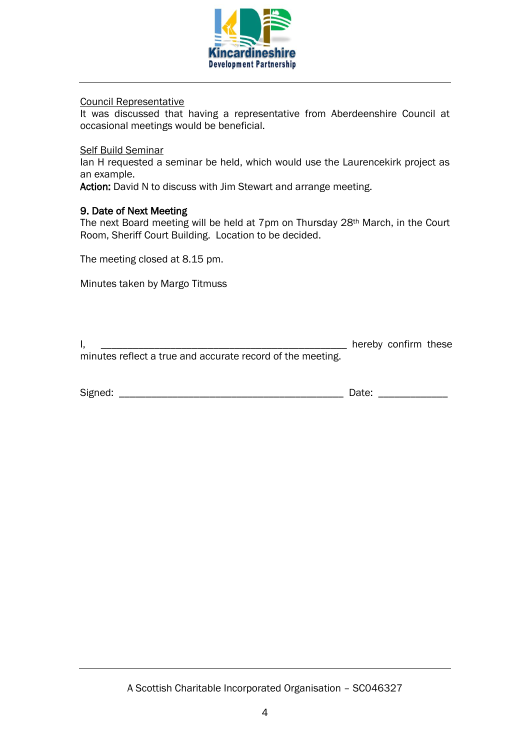Council Representative
It was discussed that having a representative from Aberdeenshire Council at occasional meetings would be beneficial.

Self Build Seminar
Ian H requested a seminar be held, which would use the Laurencekirk project as an example.
**Action:** David N to discuss with Jim Stewart and arrange meeting.

**9. Date of Next Meeting**
The next Board meeting will be held at 7pm on Thursday 28th March, in the Court Room, Sheriff Court Building. Location to be decided.

The meeting closed at 8.15 pm.

Minutes taken by Margo Titmuss

I, ______________________________________________ hereby confirm these minutes reflect a true and accurate record of the meeting.

Signed: __________________________________________ Date: ____________

A Scottish Charitable Incorporated Organisation – SC046327